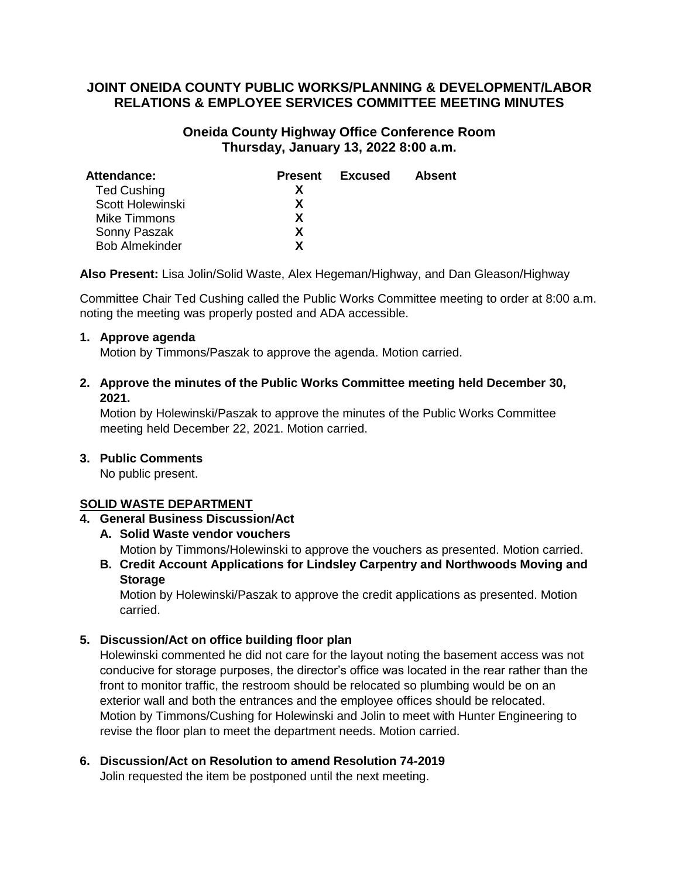# JOINT ONEIDA COUNTY PUBLIC WORKS/PLANNING & DEVELOPMENT/LABOR RELATIONS & EMPLOYEE SERVICES COMMITTEE MEETING MINUTES

## Oneida County Highway Office Conference Room
## Thursday, January 13, 2022 8:00 a.m.

| Attendance: | Present | Excused | Absent |
|---|---|---|---|
| Ted Cushing | X | | |
| Scott Holewinski | X | | |
| Mike Timmons | X | | |
| Sonny Paszak | X | | |
| Bob Almekinder | X | | |

**Also Present:** Lisa Jolin/Solid Waste, Alex Hegeman/Highway, and Dan Gleason/Highway

Committee Chair Ted Cushing called the Public Works Committee meeting to order at 8:00 a.m. noting the meeting was properly posted and ADA accessible.

1. **Approve agenda**
   Motion by Timmons/Paszak to approve the agenda. Motion carried.

2. **Approve the minutes of the Public Works Committee meeting held December 30, 2021.**
   Motion by Holewinski/Paszak to approve the minutes of the Public Works Committee meeting held December 22, 2021. Motion carried.

3. **Public Comments**
   No public present.

**SOLID WASTE DEPARTMENT**

4. **General Business Discussion/Act**
   - **A. Solid Waste vendor vouchers**
     Motion by Timmons/Holewinski to approve the vouchers as presented. Motion carried.
   - **B. Credit Account Applications for Lindsley Carpentry and Northwoods Moving and Storage**
     Motion by Holewinski/Paszak to approve the credit applications as presented. Motion carried.

5. **Discussion/Act on office building floor plan**
   Holewinski commented he did not care for the layout noting the basement access was not conducive for storage purposes, the director's office was located in the rear rather than the front to monitor traffic, the restroom should be relocated so plumbing would be on an exterior wall and both the entrances and the employee offices should be relocated.
   Motion by Timmons/Cushing for Holewinski and Jolin to meet with Hunter Engineering to revise the floor plan to meet the department needs. Motion carried.

6. **Discussion/Act on Resolution to amend Resolution 74-2019**
   Jolin requested the item be postponed until the next meeting.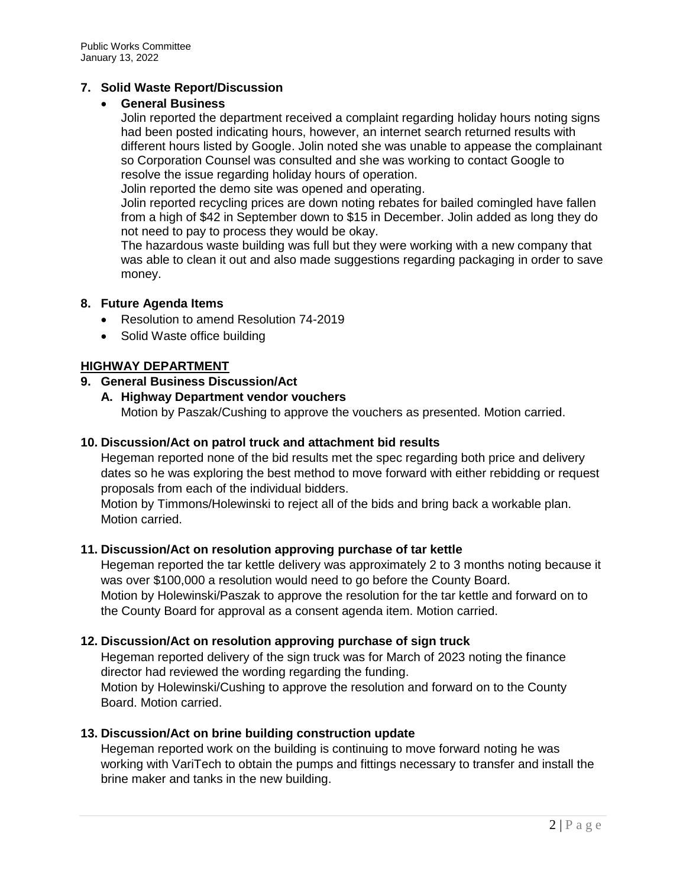**7. Solid Waste Report/Discussion**

- **General Business**

  Jolin reported the department received a complaint regarding holiday hours noting signs had been posted indicating hours, however, an internet search returned results with different hours listed by Google. Jolin noted she was unable to appease the complainant so Corporation Counsel was consulted and she was working to contact Google to resolve the issue regarding holiday hours of operation.

  Jolin reported the demo site was opened and operating.

  Jolin reported recycling prices are down noting rebates for bailed comingled have fallen from a high of $42 in September down to $15 in December. Jolin added as long they do not need to pay to process they would be okay.

  The hazardous waste building was full but they were working with a new company that was able to clean it out and also made suggestions regarding packaging in order to save money.

**8. Future Agenda Items**

- Resolution to amend Resolution 74-2019
- Solid Waste office building

**HIGHWAY DEPARTMENT**

**9. General Business Discussion/Act**

**A. Highway Department vendor vouchers**

Motion by Paszak/Cushing to approve the vouchers as presented. Motion carried.

**10. Discussion/Act on patrol truck and attachment bid results**

Hegeman reported none of the bid results met the spec regarding both price and delivery dates so he was exploring the best method to move forward with either rebidding or request proposals from each of the individual bidders.

Motion by Timmons/Holewinski to reject all of the bids and bring back a workable plan. Motion carried.

**11. Discussion/Act on resolution approving purchase of tar kettle**

Hegeman reported the tar kettle delivery was approximately 2 to 3 months noting because it was over $100,000 a resolution would need to go before the County Board.

Motion by Holewinski/Paszak to approve the resolution for the tar kettle and forward on to the County Board for approval as a consent agenda item. Motion carried.

**12. Discussion/Act on resolution approving purchase of sign truck**

Hegeman reported delivery of the sign truck was for March of 2023 noting the finance director had reviewed the wording regarding the funding.

Motion by Holewinski/Cushing to approve the resolution and forward on to the County Board. Motion carried.

**13. Discussion/Act on brine building construction update**

Hegeman reported work on the building is continuing to move forward noting he was working with VariTech to obtain the pumps and fittings necessary to transfer and install the brine maker and tanks in the new building.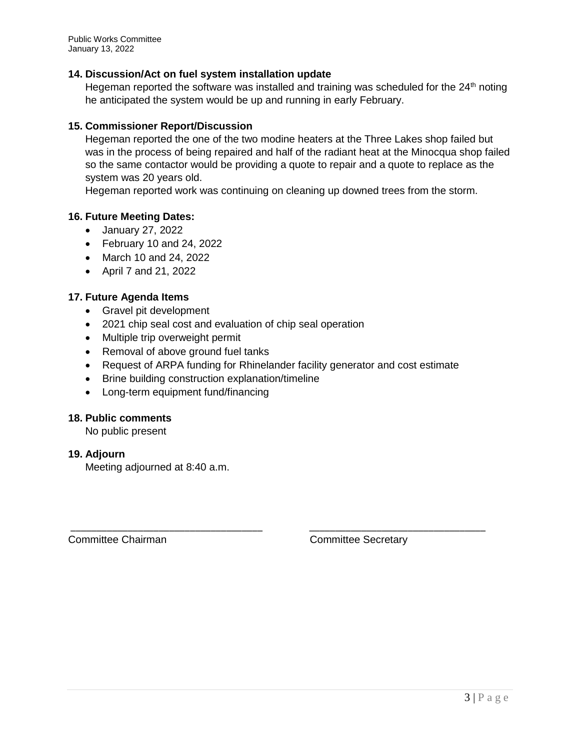**14. Discussion/Act on fuel system installation update**

Hegeman reported the software was installed and training was scheduled for the 24th noting he anticipated the system would be up and running in early February.

**15. Commissioner Report/Discussion**

Hegeman reported the one of the two modine heaters at the Three Lakes shop failed but was in the process of being repaired and half of the radiant heat at the Minocqua shop failed so the same contactor would be providing a quote to repair and a quote to replace as the system was 20 years old.

Hegeman reported work was continuing on cleaning up downed trees from the storm.

**16. Future Meeting Dates:**

- January 27, 2022
- February 10 and 24, 2022
- March 10 and 24, 2022
- April 7 and 21, 2022

**17. Future Agenda Items**

- Gravel pit development
- 2021 chip seal cost and evaluation of chip seal operation
- Multiple trip overweight permit
- Removal of above ground fuel tanks
- Request of ARPA funding for Rhinelander facility generator and cost estimate
- Brine building construction explanation/timeline
- Long-term equipment fund/financing

**18. Public comments**

No public present

**19. Adjourn**

Meeting adjourned at 8:40 a.m.

\_\_\_\_\_\_\_\_\_\_\_\_\_\_\_\_\_\_\_\_\_\_\_\_\_\_\_\_\_\_\_\_
Committee Chairman

\_\_\_\_\_\_\_\_\_\_\_\_\_\_\_\_\_\_\_\_\_\_\_\_\_\_\_\_\_\_
Committee Secretary